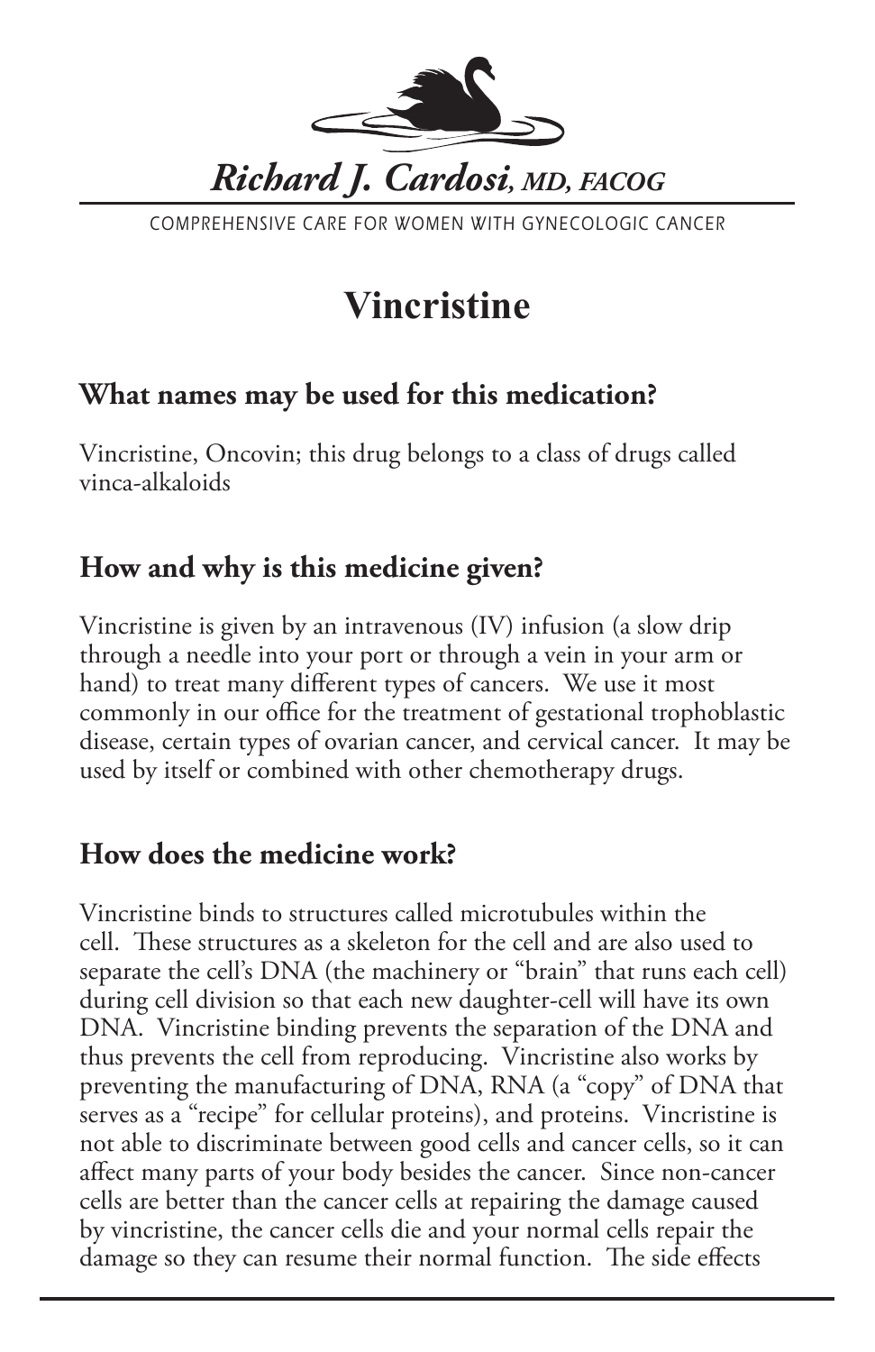*Richard J. Cardosi, MD, FACOG*

COMPREHENSIVE CARE FOR WOMEN WITH GYNECOLOGIC CANCER

# Vincristine

## What names may be used for this medication?

Vincristine, Oncovin; this drug belongs to a class of drugs called vinca-alkaloids

## How and why is this medicine given?

Vincristine is given by an intravenous (IV) infusion (a slow drip through a needle into your port or through a vein in your arm or hand) to treat many different types of cancers. We use it most commonly in our office for the treatment of gestational trophoblastic disease, certain types of ovarian cancer, and cervical cancer. It may be used by itself or combined with other chemotherapy drugs.

## How does the medicine work?

Vincristine binds to structures called microtubules within the cell. These structures as a skeleton for the cell and are also used to separate the cell's DNA (the machinery or "brain" that runs each cell) during cell division so that each new daughter-cell will have its own DNA. Vincristine binding prevents the separation of the DNA and thus prevents the cell from reproducing. Vincristine also works by preventing the manufacturing of DNA, RNA (a "copy" of DNA that serves as a "recipe" for cellular proteins), and proteins. Vincristine is not able to discriminate between good cells and cancer cells, so it can affect many parts of your body besides the cancer. Since non-cancer cells are better than the cancer cells at repairing the damage caused by vincristine, the cancer cells die and your normal cells repair the damage so they can resume their normal function. The side effects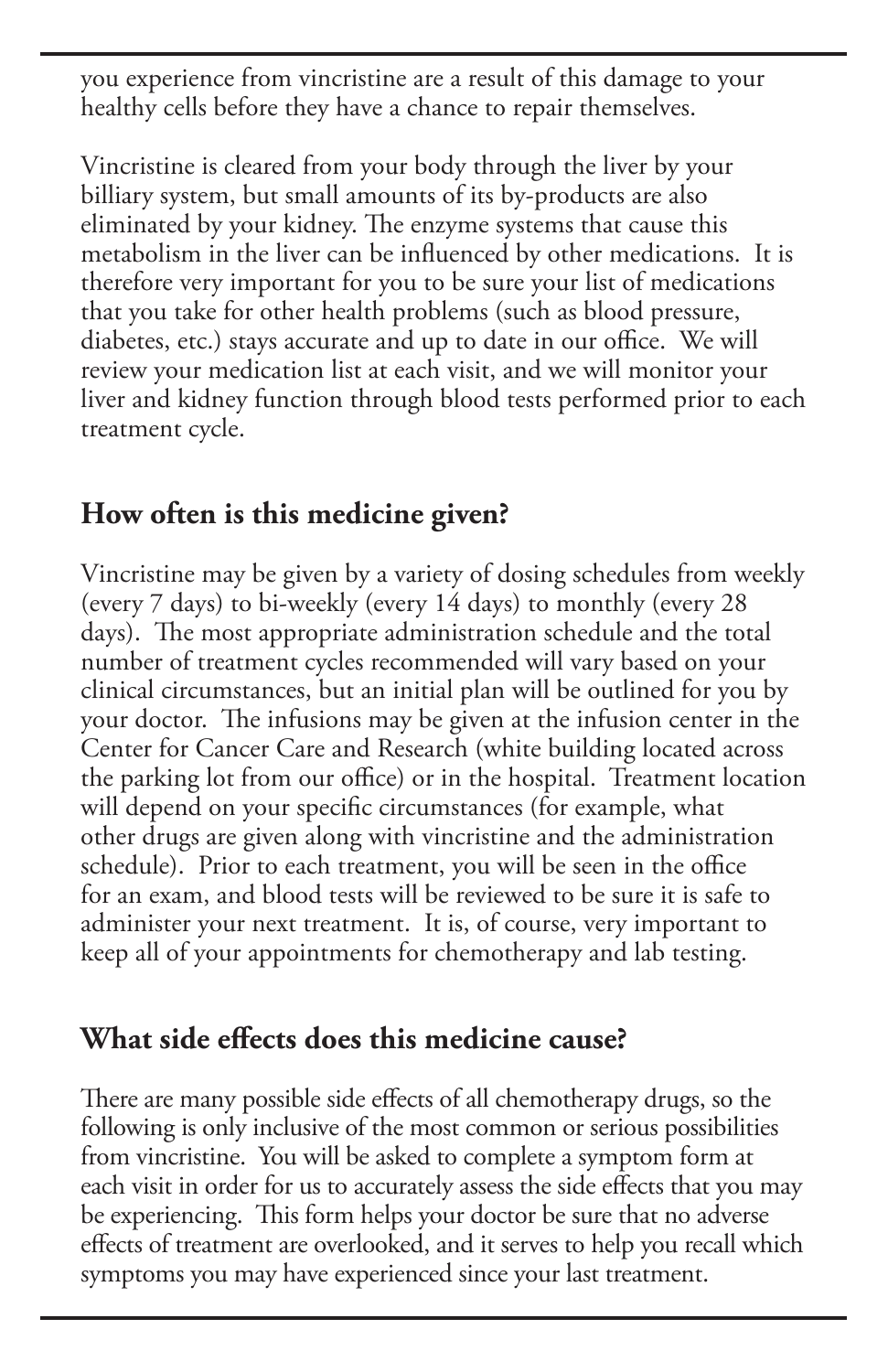you experience from vincristine are a result of this damage to your healthy cells before they have a chance to repair themselves.

Vincristine is cleared from your body through the liver by your billiary system, but small amounts of its by-products are also eliminated by your kidney. The enzyme systems that cause this metabolism in the liver can be influenced by other medications. It is therefore very important for you to be sure your list of medications that you take for other health problems (such as blood pressure, diabetes, etc.) stays accurate and up to date in our office. We will review your medication list at each visit, and we will monitor your liver and kidney function through blood tests performed prior to each treatment cycle.

## How often is this medicine given?

Vincristine may be given by a variety of dosing schedules from weekly (every 7 days) to bi-weekly (every 14 days) to monthly (every 28 days). The most appropriate administration schedule and the total number of treatment cycles recommended will vary based on your clinical circumstances, but an initial plan will be outlined for you by your doctor. The infusions may be given at the infusion center in the Center for Cancer Care and Research (white building located across the parking lot from our office) or in the hospital. Treatment location will depend on your specific circumstances (for example, what other drugs are given along with vincristine and the administration schedule). Prior to each treatment, you will be seen in the office for an exam, and blood tests will be reviewed to be sure it is safe to administer your next treatment. It is, of course, very important to keep all of your appointments for chemotherapy and lab testing.

## What side effects does this medicine cause?

There are many possible side effects of all chemotherapy drugs, so the following is only inclusive of the most common or serious possibilities from vincristine. You will be asked to complete a symptom form at each visit in order for us to accurately assess the side effects that you may be experiencing. This form helps your doctor be sure that no adverse effects of treatment are overlooked, and it serves to help you recall which symptoms you may have experienced since your last treatment.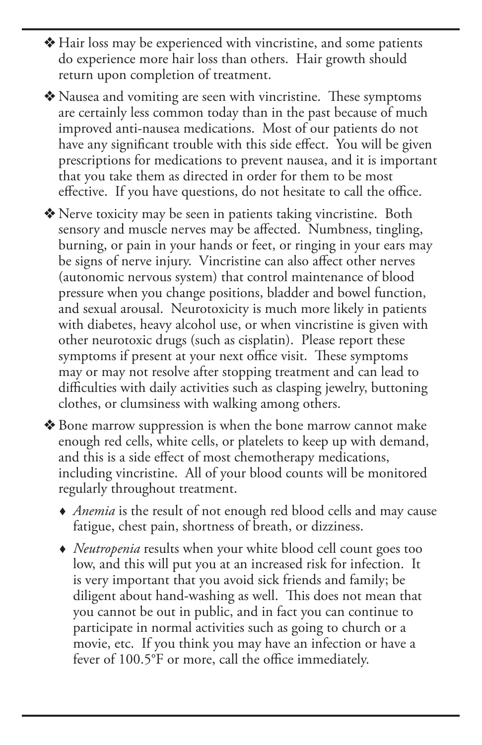- ❖ Hair loss may be experienced with vincristine, and some patients do experience more hair loss than others. Hair growth should return upon completion of treatment.

- ❖ Nausea and vomiting are seen with vincristine. These symptoms are certainly less common today than in the past because of much improved anti-nausea medications. Most of our patients do not have any significant trouble with this side effect. You will be given prescriptions for medications to prevent nausea, and it is important that you take them as directed in order for them to be most effective. If you have questions, do not hesitate to call the office.

- ❖ Nerve toxicity may be seen in patients taking vincristine. Both sensory and muscle nerves may be affected. Numbness, tingling, burning, or pain in your hands or feet, or ringing in your ears may be signs of nerve injury. Vincristine can also affect other nerves (autonomic nervous system) that control maintenance of blood pressure when you change positions, bladder and bowel function, and sexual arousal. Neurotoxicity is much more likely in patients with diabetes, heavy alcohol use, or when vincristine is given with other neurotoxic drugs (such as cisplatin). Please report these symptoms if present at your next office visit. These symptoms may or may not resolve after stopping treatment and can lead to difficulties with daily activities such as clasping jewelry, buttoning clothes, or clumsiness with walking among others.

- ❖ Bone marrow suppression is when the bone marrow cannot make enough red cells, white cells, or platelets to keep up with demand, and this is a side effect of most chemotherapy medications, including vincristine. All of your blood counts will be monitored regularly throughout treatment.

  - ♦ *Anemia* is the result of not enough red blood cells and may cause fatigue, chest pain, shortness of breath, or dizziness.

  - ♦ *Neutropenia* results when your white blood cell count goes too low, and this will put you at an increased risk for infection. It is very important that you avoid sick friends and family; be diligent about hand-washing as well. This does not mean that you cannot be out in public, and in fact you can continue to participate in normal activities such as going to church or a movie, etc. If you think you may have an infection or have a fever of 100.5°F or more, call the office immediately.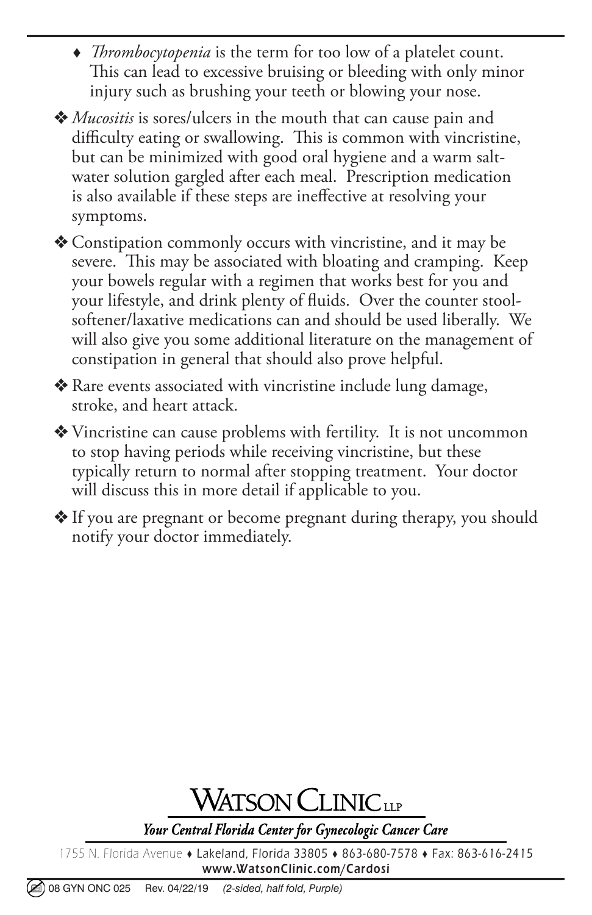- *Thrombocytopenia* is the term for too low of a platelet count. This can lead to excessive bruising or bleeding with only minor injury such as brushing your teeth or blowing your nose.

- *Mucositis* is sores/ulcers in the mouth that can cause pain and difficulty eating or swallowing. This is common with vincristine, but can be minimized with good oral hygiene and a warm salt-water solution gargled after each meal. Prescription medication is also available if these steps are ineffective at resolving your symptoms.
- Constipation commonly occurs with vincristine, and it may be severe. This may be associated with bloating and cramping. Keep your bowels regular with a regimen that works best for you and your lifestyle, and drink plenty of fluids. Over the counter stool-softener/laxative medications can and should be used liberally. We will also give you some additional literature on the management of constipation in general that should also prove helpful.
- Rare events associated with vincristine include lung damage, stroke, and heart attack.
- Vincristine can cause problems with fertility. It is not uncommon to stop having periods while receiving vincristine, but these typically return to normal after stopping treatment. Your doctor will discuss this in more detail if applicable to you.
- If you are pregnant or become pregnant during therapy, you should notify your doctor immediately.

WATSON CLINIC LLP

*Your Central Florida Center for Gynecologic Cancer Care*

1755 N. Florida Avenue ♦ Lakeland, Florida 33805 ♦ 863-680-7578 ♦ Fax: 863-616-2415
**www.WatsonClinic.com/Cardosi**

08 GYN ONC 025 Rev. 04/22/19 *(2-sided, half fold, Purple)*